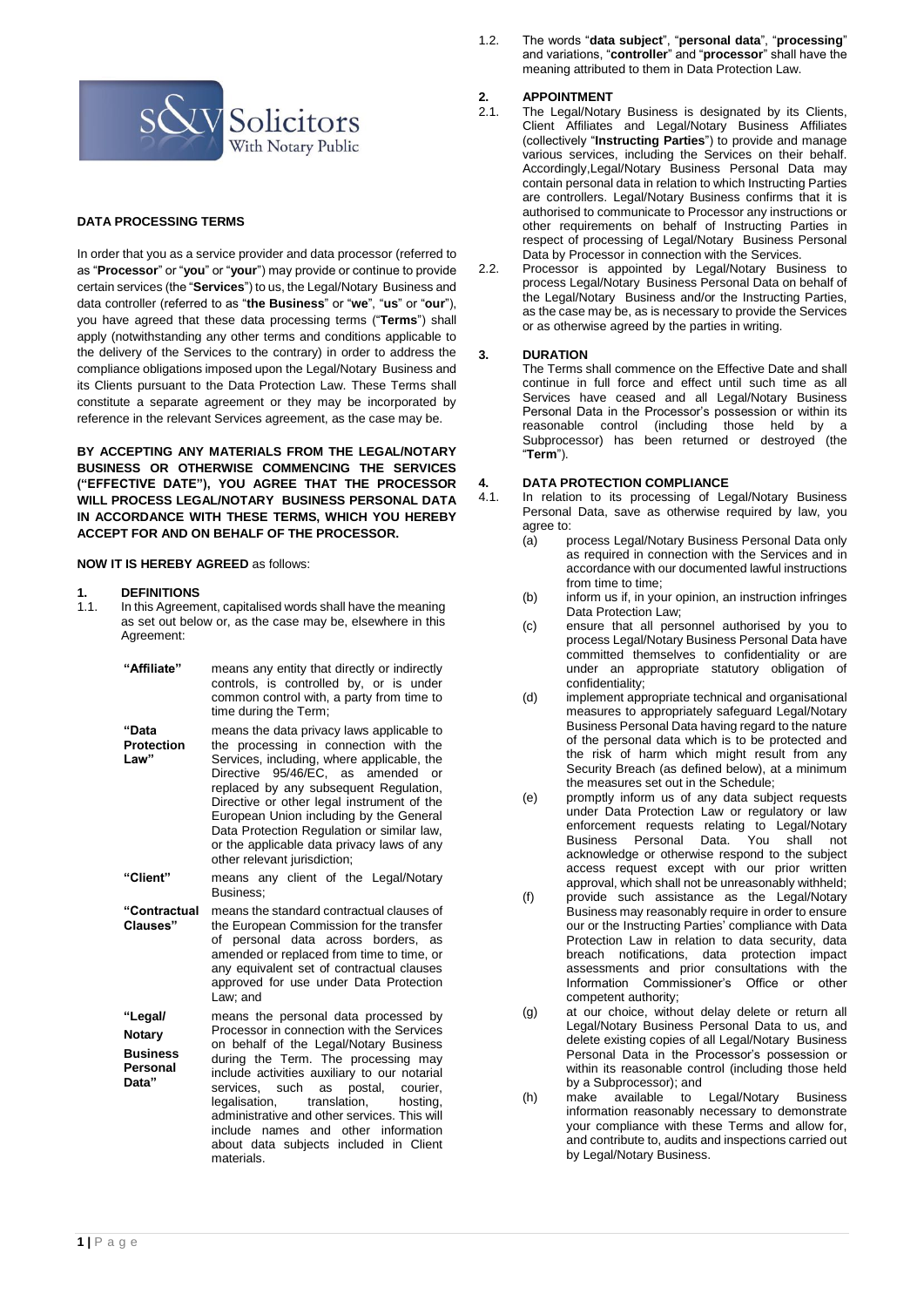## DATA PROCESSING TERMS

In order that you as a service provider and data processor (referred to as "**Processor**" or "**you**" or "**your**") may provide or continue to provide certain services (the "**Services**") to us, the Legal/Notary Business and data controller (referred to as "**the Business**" or "**we**", "**us**" or "**our**"), you have agreed that these data processing terms ("**Terms**") shall apply (notwithstanding any other terms and conditions applicable to the delivery of the Services to the contrary) in order to address the compliance obligations imposed upon the Legal/Notary Business and its Clients pursuant to the Data Protection Law. These Terms shall constitute a separate agreement or they may be incorporated by reference in the relevant Services agreement, as the case may be.

**BY ACCEPTING ANY MATERIALS FROM THE LEGAL/NOTARY BUSINESS OR OTHERWISE COMMENCING THE SERVICES ("EFFECTIVE DATE"), YOU AGREE THAT THE PROCESSOR WILL PROCESS LEGAL/NOTARY BUSINESS PERSONAL DATA IN ACCORDANCE WITH THESE TERMS, WHICH YOU HEREBY ACCEPT FOR AND ON BEHALF OF THE PROCESSOR.**

**NOW IT IS HEREBY AGREED** as follows:

### 1. DEFINITIONS

1.1. In this Agreement, capitalised words shall have the meaning as set out below or, as the case may be, elsewhere in this Agreement:

| | |
|---|---|
| **"Affiliate"** | means any entity that directly or indirectly controls, is controlled by, or is under common control with, a party from time to time during the Term; |
| **"Data Protection Law"** | means the data privacy laws applicable to the processing in connection with the Services, including, where applicable, the Directive 95/46/EC, as amended or replaced by any subsequent Regulation, Directive or other legal instrument of the European Union including by the General Data Protection Regulation or similar law, or the applicable data privacy laws of any other relevant jurisdiction; |
| **"Client"** | means any client of the Legal/Notary Business; |
| **"Contractual Clauses"** | means the standard contractual clauses of the European Commission for the transfer of personal data across borders, as amended or replaced from time to time, or any equivalent set of contractual clauses approved for use under Data Protection Law; and |
| **"Legal/ Notary Business Personal Data"** | means the personal data processed by Processor in connection with the Services on behalf of the Legal/Notary Business during the Term. The processing may include activities auxiliary to our notarial services, such as postal, courier, legalisation, translation, hosting, administrative and other services. This will include names and other information about data subjects included in Client materials. |

1.2. The words "**data subject**", "**personal data**", "**processing**" and variations, "**controller**" and "**processor**" shall have the meaning attributed to them in Data Protection Law.

### 2. APPOINTMENT

2.1. The Legal/Notary Business is designated by its Clients, Client Affiliates and Legal/Notary Business Affiliates (collectively "**Instructing Parties**") to provide and manage various services, including the Services on their behalf. Accordingly,Legal/Notary Business Personal Data may contain personal data in relation to which Instructing Parties are controllers. Legal/Notary Business confirms that it is authorised to communicate to Processor any instructions or other requirements on behalf of Instructing Parties in respect of processing of Legal/Notary Business Personal Data by Processor in connection with the Services.

2.2. Processor is appointed by Legal/Notary Business to process Legal/Notary Business Personal Data on behalf of the Legal/Notary Business and/or the Instructing Parties, as the case may be, as is necessary to provide the Services or as otherwise agreed by the parties in writing.

### 3. DURATION

The Terms shall commence on the Effective Date and shall continue in full force and effect until such time as all Services have ceased and all Legal/Notary Business Personal Data in the Processor's possession or within its reasonable control (including those held by a Subprocessor) has been returned or destroyed (the "**Term**").

### 4. DATA PROTECTION COMPLIANCE

4.1. In relation to its processing of Legal/Notary Business Personal Data, save as otherwise required by law, you agree to:

(a) process Legal/Notary Business Personal Data only as required in connection with the Services and in accordance with our documented lawful instructions from time to time;

(b) inform us if, in your opinion, an instruction infringes Data Protection Law;

(c) ensure that all personnel authorised by you to process Legal/Notary Business Personal Data have committed themselves to confidentiality or are under an appropriate statutory obligation of confidentiality;

(d) implement appropriate technical and organisational measures to appropriately safeguard Legal/Notary Business Personal Data having regard to the nature of the personal data which is to be protected and the risk of harm which might result from any Security Breach (as defined below), at a minimum the measures set out in the Schedule;

(e) promptly inform us of any data subject requests under Data Protection Law or regulatory or law enforcement requests relating to Legal/Notary Business Personal Data. You shall not acknowledge or otherwise respond to the subject access request except with our prior written approval, which shall not be unreasonably withheld;

(f) provide such assistance as the Legal/Notary Business may reasonably require in order to ensure our or the Instructing Parties' compliance with Data Protection Law in relation to data security, data breach notifications, data protection impact assessments and prior consultations with the Information Commissioner's Office or other competent authority;

(g) at our choice, without delay delete or return all Legal/Notary Business Personal Data to us, and delete existing copies of all Legal/Notary Business Personal Data in the Processor's possession or within its reasonable control (including those held by a Subprocessor); and

(h) make available to Legal/Notary Business information reasonably necessary to demonstrate your compliance with these Terms and allow for, and contribute to, audits and inspections carried out by Legal/Notary Business.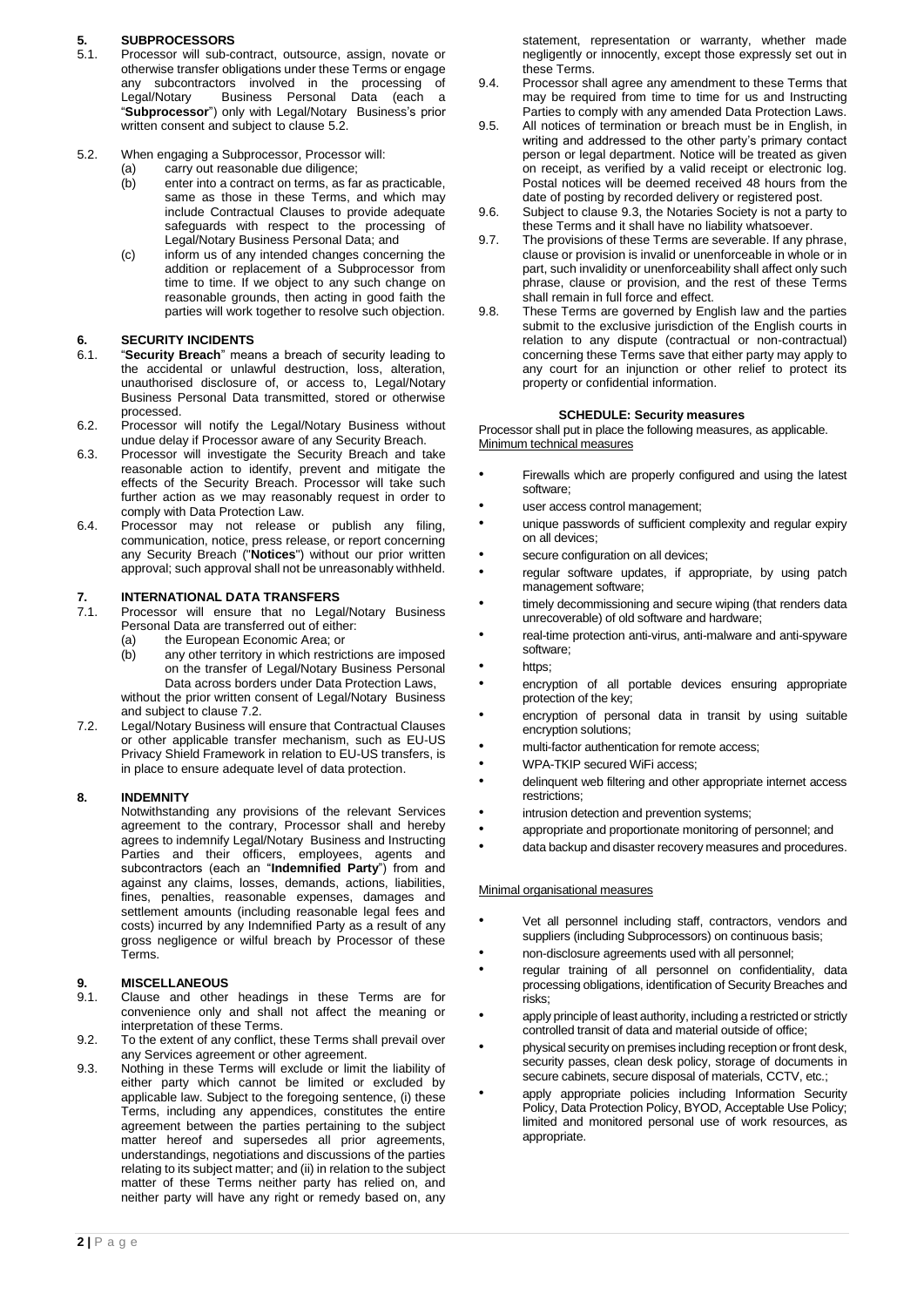## 5. SUBPROCESSORS

5.1. Processor will sub-contract, outsource, assign, novate or otherwise transfer obligations under these Terms or engage any subcontractors involved in the processing of Legal/Notary Business Personal Data (each a "**Subprocessor**") only with Legal/Notary Business's prior written consent and subject to clause 5.2.

5.2. When engaging a Subprocessor, Processor will:

(a) carry out reasonable due diligence;

(b) enter into a contract on terms, as far as practicable, same as those in these Terms, and which may include Contractual Clauses to provide adequate safeguards with respect to the processing of Legal/Notary Business Personal Data; and

(c) inform us of any intended changes concerning the addition or replacement of a Subprocessor from time to time. If we object to any such change on reasonable grounds, then acting in good faith the parties will work together to resolve such objection.

## 6. SECURITY INCIDENTS

6.1. "**Security Breach**" means a breach of security leading to the accidental or unlawful destruction, loss, alteration, unauthorised disclosure of, or access to, Legal/Notary Business Personal Data transmitted, stored or otherwise processed.

6.2. Processor will notify the Legal/Notary Business without undue delay if Processor aware of any Security Breach.

6.3. Processor will investigate the Security Breach and take reasonable action to identify, prevent and mitigate the effects of the Security Breach. Processor will take such further action as we may reasonably request in order to comply with Data Protection Law.

6.4. Processor may not release or publish any filing, communication, notice, press release, or report concerning any Security Breach ("**Notices**") without our prior written approval; such approval shall not be unreasonably withheld.

## 7. INTERNATIONAL DATA TRANSFERS

7.1. Processor will ensure that no Legal/Notary Business Personal Data are transferred out of either:

(a) the European Economic Area; or

(b) any other territory in which restrictions are imposed on the transfer of Legal/Notary Business Personal Data across borders under Data Protection Laws,

without the prior written consent of Legal/Notary Business and subject to clause 7.2.

7.2. Legal/Notary Business will ensure that Contractual Clauses or other applicable transfer mechanism, such as EU-US Privacy Shield Framework in relation to EU-US transfers, is in place to ensure adequate level of data protection.

## 8. INDEMNITY

Notwithstanding any provisions of the relevant Services agreement to the contrary, Processor shall and hereby agrees to indemnify Legal/Notary Business and Instructing Parties and their officers, employees, agents and subcontractors (each an "**Indemnified Party**") from and against any claims, losses, demands, actions, liabilities, fines, penalties, reasonable expenses, damages and settlement amounts (including reasonable legal fees and costs) incurred by any Indemnified Party as a result of any gross negligence or wilful breach by Processor of these Terms.

## 9. MISCELLANEOUS

9.1. Clause and other headings in these Terms are for convenience only and shall not affect the meaning or interpretation of these Terms.

9.2. To the extent of any conflict, these Terms shall prevail over any Services agreement or other agreement.

9.3. Nothing in these Terms will exclude or limit the liability of either party which cannot be limited or excluded by applicable law. Subject to the foregoing sentence, (i) these Terms, including any appendices, constitutes the entire agreement between the parties pertaining to the subject matter hereof and supersedes all prior agreements, understandings, negotiations and discussions of the parties relating to its subject matter; and (ii) in relation to the subject matter of these Terms neither party has relied on, and neither party will have any right or remedy based on, any statement, representation or warranty, whether made negligently or innocently, except those expressly set out in these Terms.

9.4. Processor shall agree any amendment to these Terms that may be required from time to time for us and Instructing Parties to comply with any amended Data Protection Laws.

9.5. All notices of termination or breach must be in English, in writing and addressed to the other party's primary contact person or legal department. Notice will be treated as given on receipt, as verified by a valid receipt or electronic log. Postal notices will be deemed received 48 hours from the date of posting by recorded delivery or registered post.

9.6. Subject to clause 9.3, the Notaries Society is not a party to these Terms and it shall have no liability whatsoever.

9.7. The provisions of these Terms are severable. If any phrase, clause or provision is invalid or unenforceable in whole or in part, such invalidity or unenforceability shall affect only such phrase, clause or provision, and the rest of these Terms shall remain in full force and effect.

9.8. These Terms are governed by English law and the parties submit to the exclusive jurisdiction of the English courts in relation to any dispute (contractual or non-contractual) concerning these Terms save that either party may apply to any court for an injunction or other relief to protect its property or confidential information.

## SCHEDULE: Security measures

Processor shall put in place the following measures, as applicable.

Minimum technical measures

- Firewalls which are properly configured and using the latest software;
- user access control management;
- unique passwords of sufficient complexity and regular expiry on all devices;
- secure configuration on all devices;
- regular software updates, if appropriate, by using patch management software;
- timely decommissioning and secure wiping (that renders data unrecoverable) of old software and hardware;
- real-time protection anti-virus, anti-malware and anti-spyware software;
- https;
- encryption of all portable devices ensuring appropriate protection of the key;
- encryption of personal data in transit by using suitable encryption solutions;
- multi-factor authentication for remote access;
- WPA-TKIP secured WiFi access;
- delinquent web filtering and other appropriate internet access restrictions;
- intrusion detection and prevention systems;
- appropriate and proportionate monitoring of personnel; and
- data backup and disaster recovery measures and procedures.

Minimal organisational measures

- Vet all personnel including staff, contractors, vendors and suppliers (including Subprocessors) on continuous basis;
- non-disclosure agreements used with all personnel;
- regular training of all personnel on confidentiality, data processing obligations, identification of Security Breaches and risks;
- apply principle of least authority, including a restricted or strictly controlled transit of data and material outside of office;
- physical security on premises including reception or front desk, security passes, clean desk policy, storage of documents in secure cabinets, secure disposal of materials, CCTV, etc.;
- apply appropriate policies including Information Security Policy, Data Protection Policy, BYOD, Acceptable Use Policy; limited and monitored personal use of work resources, as appropriate.